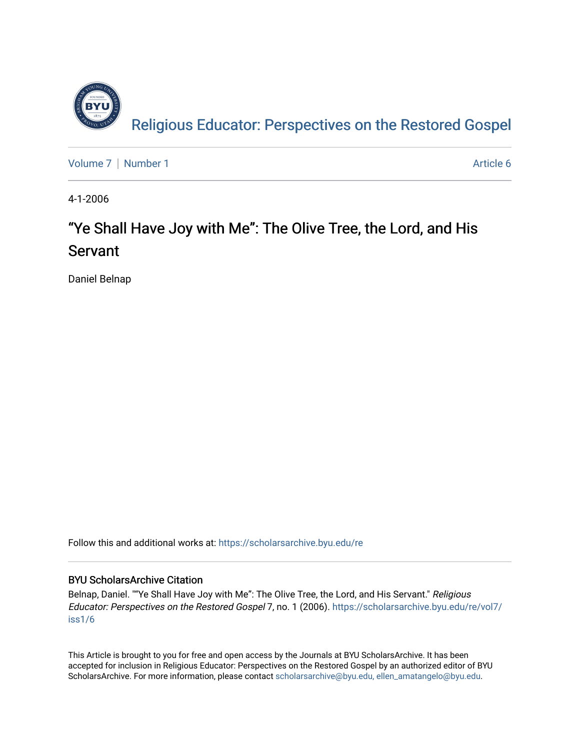Religious Educator: Perspectives on the Restored Gospel

Volume 7 | Number 1 Article 6

4-1-2006

# "Ye Shall Have Joy with Me": The Olive Tree, the Lord, and His Servant

Daniel Belnap

Follow this and additional works at: https://scholarsarchive.byu.edu/re

## BYU ScholarsArchive Citation

Belnap, Daniel. ""Ye Shall Have Joy with Me": The Olive Tree, the Lord, and His Servant." *Religious Educator: Perspectives on the Restored Gospel* 7, no. 1 (2006). https://scholarsarchive.byu.edu/re/vol7/iss1/6

This Article is brought to you for free and open access by the Journals at BYU ScholarsArchive. It has been accepted for inclusion in Religious Educator: Perspectives on the Restored Gospel by an authorized editor of BYU ScholarsArchive. For more information, please contact scholarsarchive@byu.edu, ellen_amatangelo@byu.edu.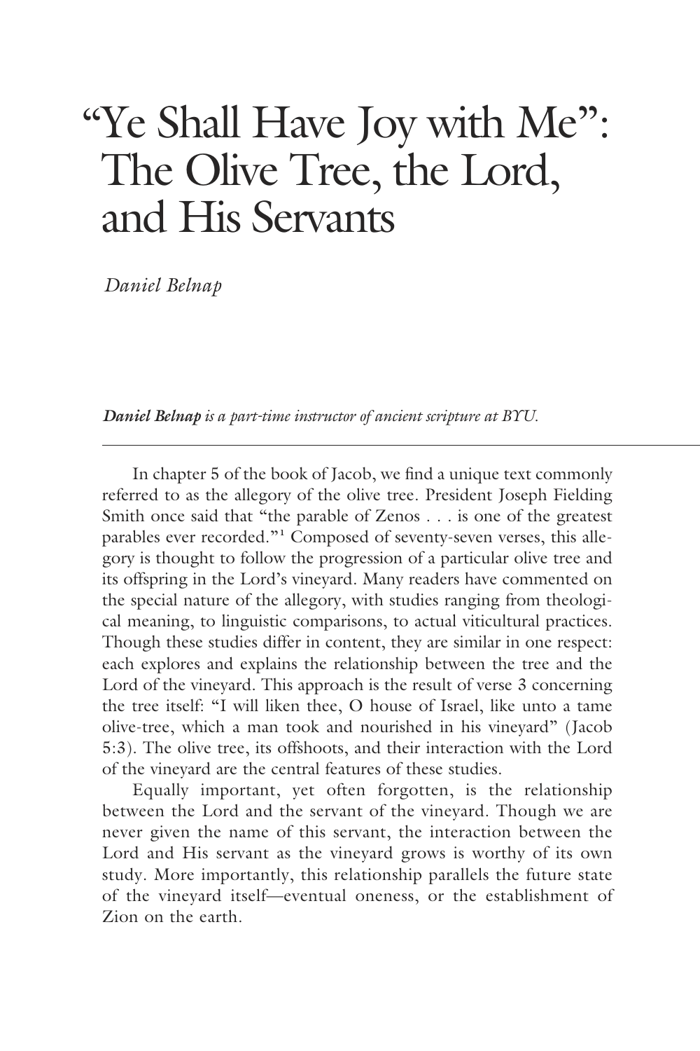# "Ye Shall Have Joy with Me": The Olive Tree, the Lord, and His Servants

*Daniel Belnap*

***Daniel Belnap** is a part-time instructor of ancient scripture at BYU.*

---

In chapter 5 of the book of Jacob, we find a unique text commonly referred to as the allegory of the olive tree. President Joseph Fielding Smith once said that "the parable of Zenos . . . is one of the greatest parables ever recorded."[1] Composed of seventy-seven verses, this allegory is thought to follow the progression of a particular olive tree and its offspring in the Lord's vineyard. Many readers have commented on the special nature of the allegory, with studies ranging from theological meaning, to linguistic comparisons, to actual viticultural practices. Though these studies differ in content, they are similar in one respect: each explores and explains the relationship between the tree and the Lord of the vineyard. This approach is the result of verse 3 concerning the tree itself: "I will liken thee, O house of Israel, like unto a tame olive-tree, which a man took and nourished in his vineyard" (Jacob 5:3). The olive tree, its offshoots, and their interaction with the Lord of the vineyard are the central features of these studies.

Equally important, yet often forgotten, is the relationship between the Lord and the servant of the vineyard. Though we are never given the name of this servant, the interaction between the Lord and His servant as the vineyard grows is worthy of its own study. More importantly, this relationship parallels the future state of the vineyard itself—eventual oneness, or the establishment of Zion on the earth.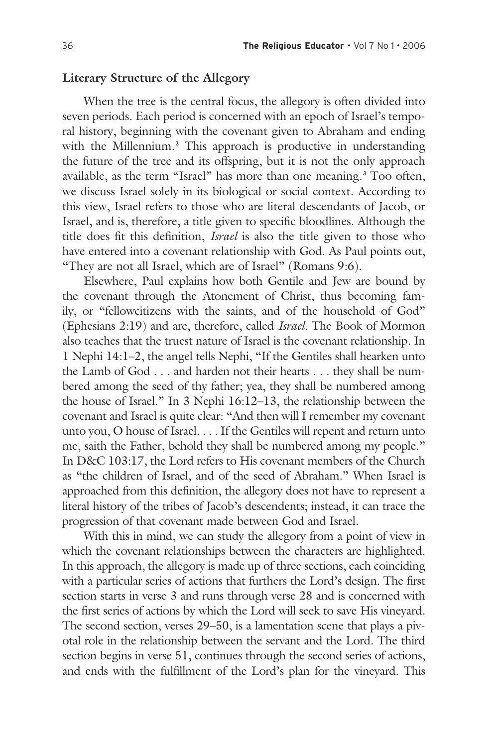**Literary Structure of the Allegory**

When the tree is the central focus, the allegory is often divided into seven periods. Each period is concerned with an epoch of Israel's temporal history, beginning with the covenant given to Abraham and ending with the Millennium.[2] This approach is productive in understanding the future of the tree and its offspring, but it is not the only approach available, as the term "Israel" has more than one meaning.[3] Too often, we discuss Israel solely in its biological or social context. According to this view, Israel refers to those who are literal descendants of Jacob, or Israel, and is, therefore, a title given to specific bloodlines. Although the title does fit this definition, *Israel* is also the title given to those who have entered into a covenant relationship with God. As Paul points out, "They are not all Israel, which are of Israel" (Romans 9:6).

Elsewhere, Paul explains how both Gentile and Jew are bound by the covenant through the Atonement of Christ, thus becoming family, or "fellowcitizens with the saints, and of the household of God" (Ephesians 2:19) and are, therefore, called *Israel*. The Book of Mormon also teaches that the truest nature of Israel is the covenant relationship. In 1 Nephi 14:1–2, the angel tells Nephi, "If the Gentiles shall hearken unto the Lamb of God . . . and harden not their hearts . . . they shall be numbered among the seed of thy father; yea, they shall be numbered among the house of Israel." In 3 Nephi 16:12–13, the relationship between the covenant and Israel is quite clear: "And then will I remember my covenant unto you, O house of Israel. . . . If the Gentiles will repent and return unto me, saith the Father, behold they shall be numbered among my people." In D&C 103:17, the Lord refers to His covenant members of the Church as "the children of Israel, and of the seed of Abraham." When Israel is approached from this definition, the allegory does not have to represent a literal history of the tribes of Jacob's descendents; instead, it can trace the progression of that covenant made between God and Israel.

With this in mind, we can study the allegory from a point of view in which the covenant relationships between the characters are highlighted. In this approach, the allegory is made up of three sections, each coinciding with a particular series of actions that furthers the Lord's design. The first section starts in verse 3 and runs through verse 28 and is concerned with the first series of actions by which the Lord will seek to save His vineyard. The second section, verses 29–50, is a lamentation scene that plays a pivotal role in the relationship between the servant and the Lord. The third section begins in verse 51, continues through the second series of actions, and ends with the fulfillment of the Lord's plan for the vineyard. This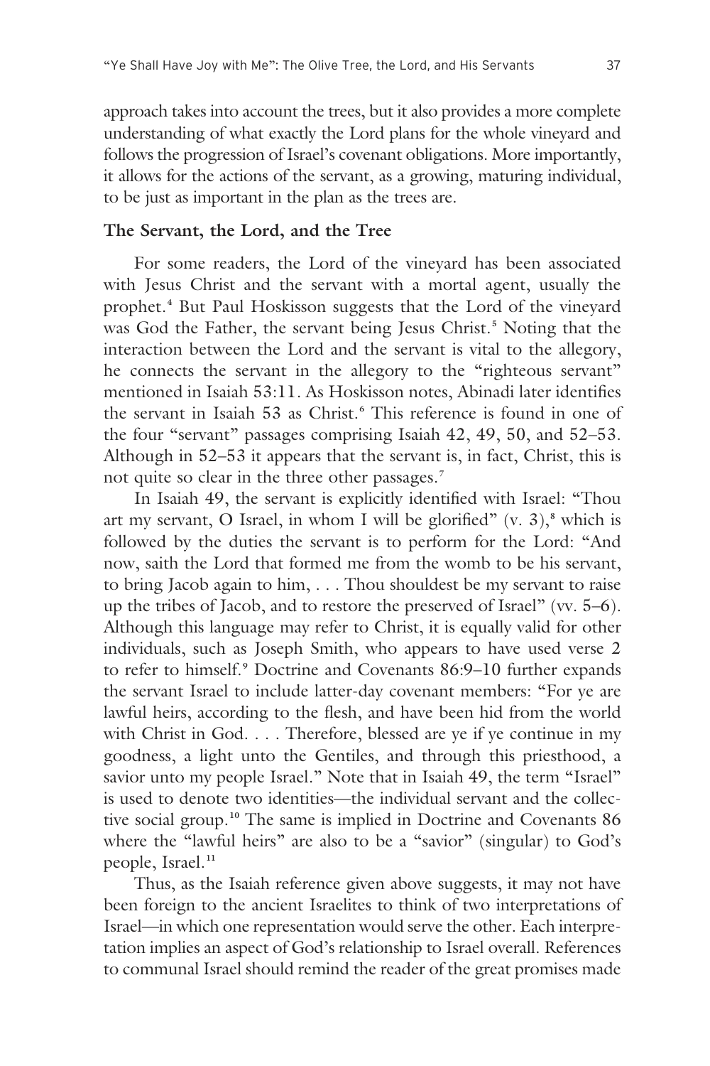approach takes into account the trees, but it also provides a more complete understanding of what exactly the Lord plans for the whole vineyard and follows the progression of Israel's covenant obligations. More importantly, it allows for the actions of the servant, as a growing, maturing individual, to be just as important in the plan as the trees are.

### The Servant, the Lord, and the Tree

For some readers, the Lord of the vineyard has been associated with Jesus Christ and the servant with a mortal agent, usually the prophet.[4] But Paul Hoskisson suggests that the Lord of the vineyard was God the Father, the servant being Jesus Christ.[5] Noting that the interaction between the Lord and the servant is vital to the allegory, he connects the servant in the allegory to the "righteous servant" mentioned in Isaiah 53:11. As Hoskisson notes, Abinadi later identifies the servant in Isaiah 53 as Christ.[6] This reference is found in one of the four "servant" passages comprising Isaiah 42, 49, 50, and 52–53. Although in 52–53 it appears that the servant is, in fact, Christ, this is not quite so clear in the three other passages.[7]

In Isaiah 49, the servant is explicitly identified with Israel: "Thou art my servant, O Israel, in whom I will be glorified" (v. 3),[8] which is followed by the duties the servant is to perform for the Lord: "And now, saith the Lord that formed me from the womb to be his servant, to bring Jacob again to him, . . . Thou shouldest be my servant to raise up the tribes of Jacob, and to restore the preserved of Israel" (vv. 5–6). Although this language may refer to Christ, it is equally valid for other individuals, such as Joseph Smith, who appears to have used verse 2 to refer to himself.[9] Doctrine and Covenants 86:9–10 further expands the servant Israel to include latter-day covenant members: "For ye are lawful heirs, according to the flesh, and have been hid from the world with Christ in God. . . . Therefore, blessed are ye if ye continue in my goodness, a light unto the Gentiles, and through this priesthood, a savior unto my people Israel." Note that in Isaiah 49, the term "Israel" is used to denote two identities—the individual servant and the collective social group.[10] The same is implied in Doctrine and Covenants 86 where the "lawful heirs" are also to be a "savior" (singular) to God's people, Israel.[11]

Thus, as the Isaiah reference given above suggests, it may not have been foreign to the ancient Israelites to think of two interpretations of Israel—in which one representation would serve the other. Each interpretation implies an aspect of God's relationship to Israel overall. References to communal Israel should remind the reader of the great promises made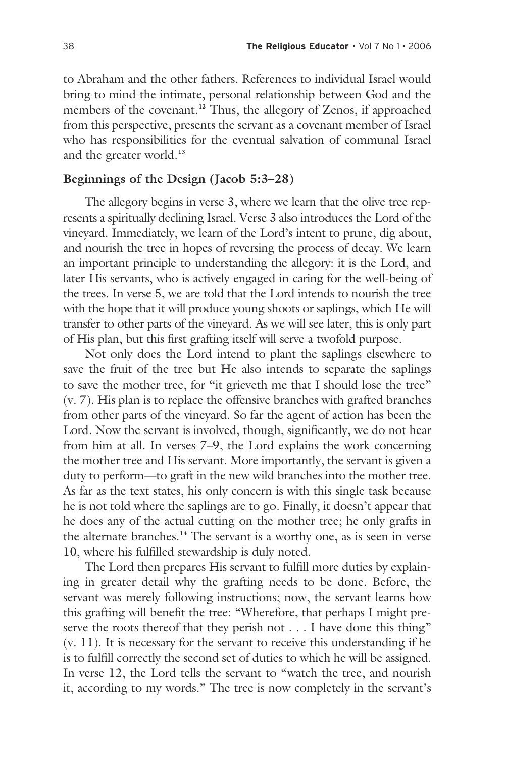to Abraham and the other fathers. References to individual Israel would bring to mind the intimate, personal relationship between God and the members of the covenant.[12] Thus, the allegory of Zenos, if approached from this perspective, presents the servant as a covenant member of Israel who has responsibilities for the eventual salvation of communal Israel and the greater world.[13]

## Beginnings of the Design (Jacob 5:3–28)

The allegory begins in verse 3, where we learn that the olive tree represents a spiritually declining Israel. Verse 3 also introduces the Lord of the vineyard. Immediately, we learn of the Lord's intent to prune, dig about, and nourish the tree in hopes of reversing the process of decay. We learn an important principle to understanding the allegory: it is the Lord, and later His servants, who is actively engaged in caring for the well-being of the trees. In verse 5, we are told that the Lord intends to nourish the tree with the hope that it will produce young shoots or saplings, which He will transfer to other parts of the vineyard. As we will see later, this is only part of His plan, but this first grafting itself will serve a twofold purpose.

Not only does the Lord intend to plant the saplings elsewhere to save the fruit of the tree but He also intends to separate the saplings to save the mother tree, for "it grieveth me that I should lose the tree" (v. 7). His plan is to replace the offensive branches with grafted branches from other parts of the vineyard. So far the agent of action has been the Lord. Now the servant is involved, though, significantly, we do not hear from him at all. In verses 7–9, the Lord explains the work concerning the mother tree and His servant. More importantly, the servant is given a duty to perform—to graft in the new wild branches into the mother tree. As far as the text states, his only concern is with this single task because he is not told where the saplings are to go. Finally, it doesn't appear that he does any of the actual cutting on the mother tree; he only grafts in the alternate branches.[14] The servant is a worthy one, as is seen in verse 10, where his fulfilled stewardship is duly noted.

The Lord then prepares His servant to fulfill more duties by explaining in greater detail why the grafting needs to be done. Before, the servant was merely following instructions; now, the servant learns how this grafting will benefit the tree: "Wherefore, that perhaps I might preserve the roots thereof that they perish not . . . I have done this thing" (v. 11). It is necessary for the servant to receive this understanding if he is to fulfill correctly the second set of duties to which he will be assigned. In verse 12, the Lord tells the servant to "watch the tree, and nourish it, according to my words." The tree is now completely in the servant's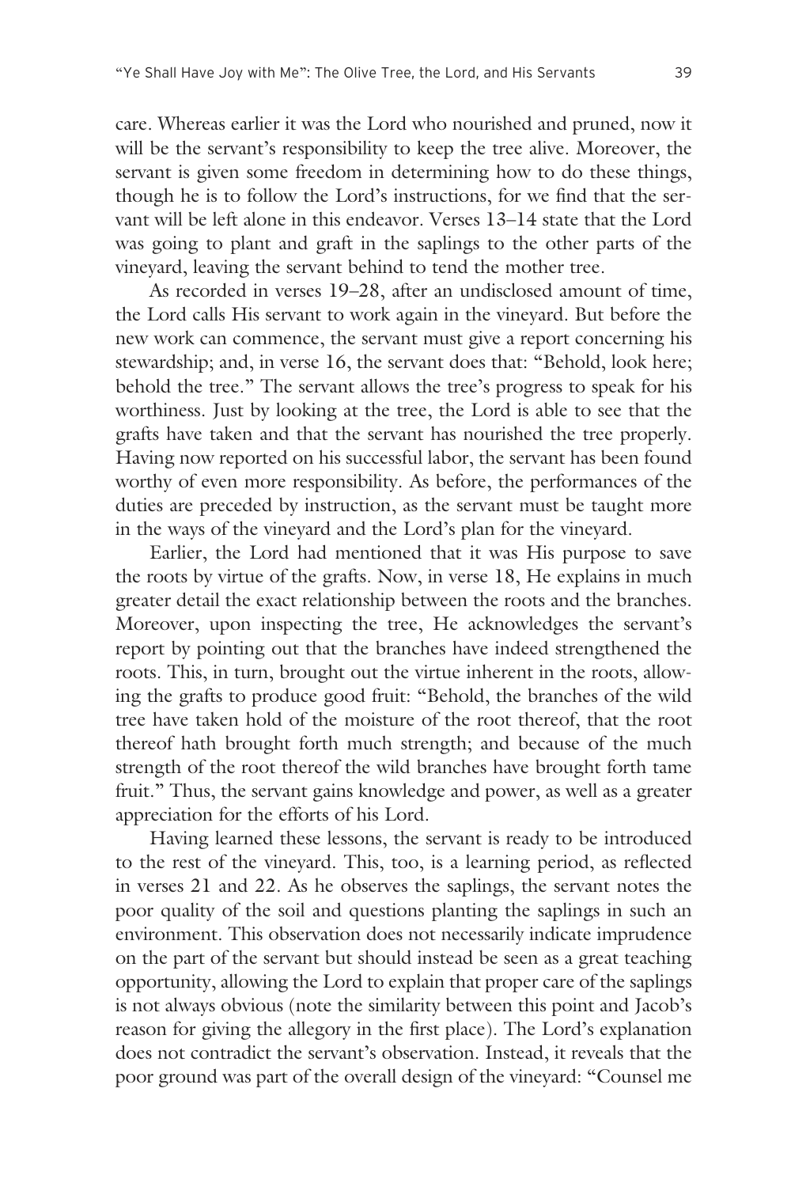care. Whereas earlier it was the Lord who nourished and pruned, now it will be the servant's responsibility to keep the tree alive. Moreover, the servant is given some freedom in determining how to do these things, though he is to follow the Lord's instructions, for we find that the servant will be left alone in this endeavor. Verses 13–14 state that the Lord was going to plant and graft in the saplings to the other parts of the vineyard, leaving the servant behind to tend the mother tree.

As recorded in verses 19–28, after an undisclosed amount of time, the Lord calls His servant to work again in the vineyard. But before the new work can commence, the servant must give a report concerning his stewardship; and, in verse 16, the servant does that: "Behold, look here; behold the tree." The servant allows the tree's progress to speak for his worthiness. Just by looking at the tree, the Lord is able to see that the grafts have taken and that the servant has nourished the tree properly. Having now reported on his successful labor, the servant has been found worthy of even more responsibility. As before, the performances of the duties are preceded by instruction, as the servant must be taught more in the ways of the vineyard and the Lord's plan for the vineyard.

Earlier, the Lord had mentioned that it was His purpose to save the roots by virtue of the grafts. Now, in verse 18, He explains in much greater detail the exact relationship between the roots and the branches. Moreover, upon inspecting the tree, He acknowledges the servant's report by pointing out that the branches have indeed strengthened the roots. This, in turn, brought out the virtue inherent in the roots, allowing the grafts to produce good fruit: "Behold, the branches of the wild tree have taken hold of the moisture of the root thereof, that the root thereof hath brought forth much strength; and because of the much strength of the root thereof the wild branches have brought forth tame fruit." Thus, the servant gains knowledge and power, as well as a greater appreciation for the efforts of his Lord.

Having learned these lessons, the servant is ready to be introduced to the rest of the vineyard. This, too, is a learning period, as reflected in verses 21 and 22. As he observes the saplings, the servant notes the poor quality of the soil and questions planting the saplings in such an environment. This observation does not necessarily indicate imprudence on the part of the servant but should instead be seen as a great teaching opportunity, allowing the Lord to explain that proper care of the saplings is not always obvious (note the similarity between this point and Jacob's reason for giving the allegory in the first place). The Lord's explanation does not contradict the servant's observation. Instead, it reveals that the poor ground was part of the overall design of the vineyard: "Counsel me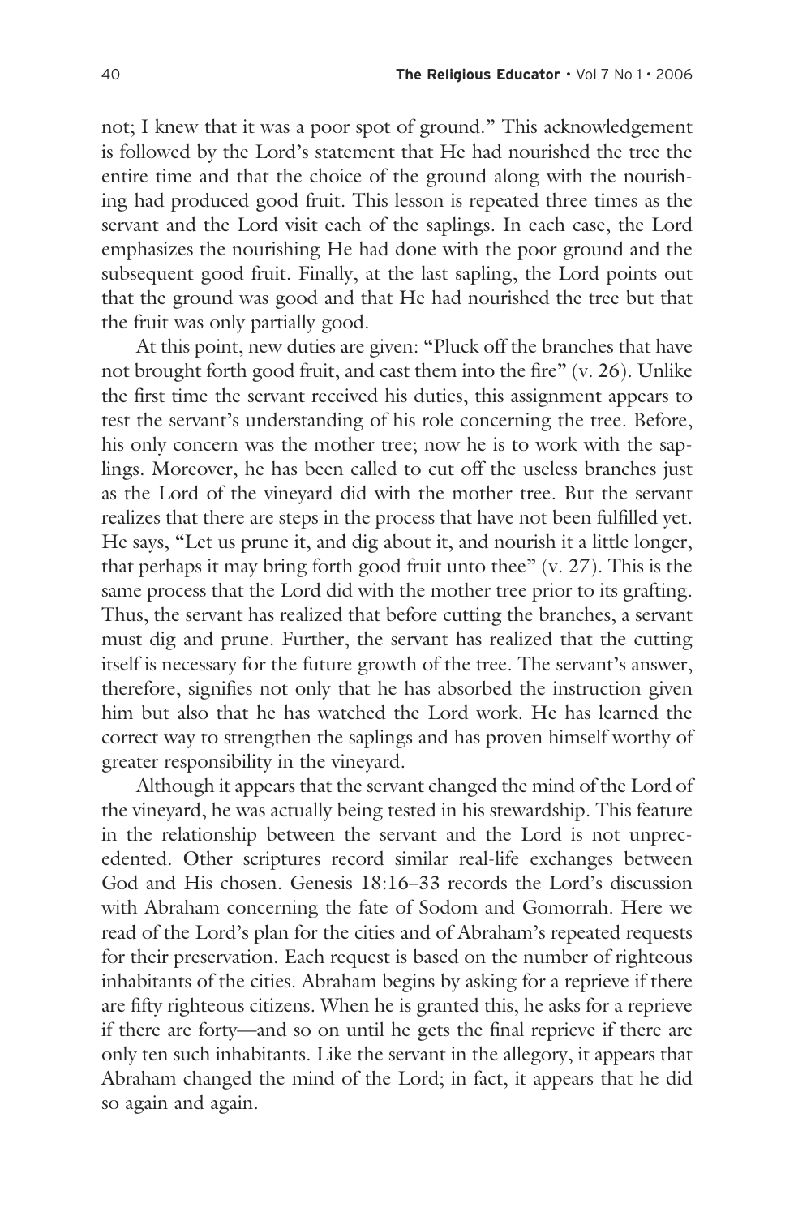not; I knew that it was a poor spot of ground." This acknowledgement is followed by the Lord's statement that He had nourished the tree the entire time and that the choice of the ground along with the nourishing had produced good fruit. This lesson is repeated three times as the servant and the Lord visit each of the saplings. In each case, the Lord emphasizes the nourishing He had done with the poor ground and the subsequent good fruit. Finally, at the last sapling, the Lord points out that the ground was good and that He had nourished the tree but that the fruit was only partially good.

At this point, new duties are given: "Pluck off the branches that have not brought forth good fruit, and cast them into the fire" (v. 26). Unlike the first time the servant received his duties, this assignment appears to test the servant's understanding of his role concerning the tree. Before, his only concern was the mother tree; now he is to work with the saplings. Moreover, he has been called to cut off the useless branches just as the Lord of the vineyard did with the mother tree. But the servant realizes that there are steps in the process that have not been fulfilled yet. He says, "Let us prune it, and dig about it, and nourish it a little longer, that perhaps it may bring forth good fruit unto thee" (v. 27). This is the same process that the Lord did with the mother tree prior to its grafting. Thus, the servant has realized that before cutting the branches, a servant must dig and prune. Further, the servant has realized that the cutting itself is necessary for the future growth of the tree. The servant's answer, therefore, signifies not only that he has absorbed the instruction given him but also that he has watched the Lord work. He has learned the correct way to strengthen the saplings and has proven himself worthy of greater responsibility in the vineyard.

Although it appears that the servant changed the mind of the Lord of the vineyard, he was actually being tested in his stewardship. This feature in the relationship between the servant and the Lord is not unprecedented. Other scriptures record similar real-life exchanges between God and His chosen. Genesis 18:16–33 records the Lord's discussion with Abraham concerning the fate of Sodom and Gomorrah. Here we read of the Lord's plan for the cities and of Abraham's repeated requests for their preservation. Each request is based on the number of righteous inhabitants of the cities. Abraham begins by asking for a reprieve if there are fifty righteous citizens. When he is granted this, he asks for a reprieve if there are forty—and so on until he gets the final reprieve if there are only ten such inhabitants. Like the servant in the allegory, it appears that Abraham changed the mind of the Lord; in fact, it appears that he did so again and again.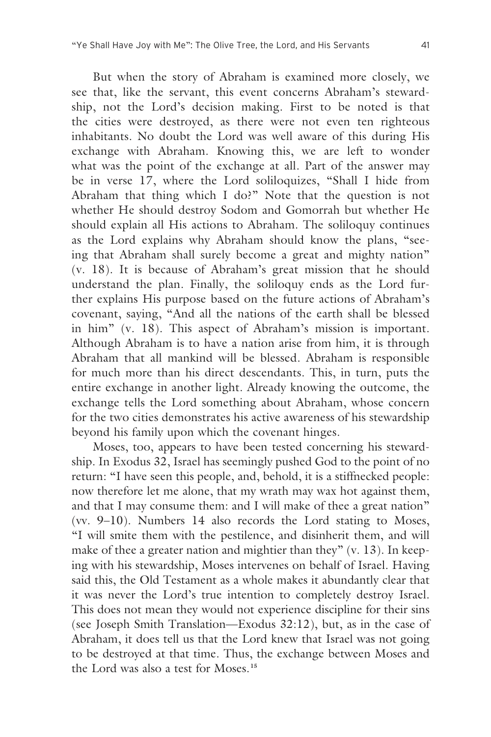But when the story of Abraham is examined more closely, we see that, like the servant, this event concerns Abraham's stewardship, not the Lord's decision making. First to be noted is that the cities were destroyed, as there were not even ten righteous inhabitants. No doubt the Lord was well aware of this during His exchange with Abraham. Knowing this, we are left to wonder what was the point of the exchange at all. Part of the answer may be in verse 17, where the Lord soliloquizes, "Shall I hide from Abraham that thing which I do?" Note that the question is not whether He should destroy Sodom and Gomorrah but whether He should explain all His actions to Abraham. The soliloquy continues as the Lord explains why Abraham should know the plans, "seeing that Abraham shall surely become a great and mighty nation" (v. 18). It is because of Abraham's great mission that he should understand the plan. Finally, the soliloquy ends as the Lord further explains His purpose based on the future actions of Abraham's covenant, saying, "And all the nations of the earth shall be blessed in him" (v. 18). This aspect of Abraham's mission is important. Although Abraham is to have a nation arise from him, it is through Abraham that all mankind will be blessed. Abraham is responsible for much more than his direct descendants. This, in turn, puts the entire exchange in another light. Already knowing the outcome, the exchange tells the Lord something about Abraham, whose concern for the two cities demonstrates his active awareness of his stewardship beyond his family upon which the covenant hinges.

Moses, too, appears to have been tested concerning his stewardship. In Exodus 32, Israel has seemingly pushed God to the point of no return: "I have seen this people, and, behold, it is a stiffnecked people: now therefore let me alone, that my wrath may wax hot against them, and that I may consume them: and I will make of thee a great nation" (vv. 9–10). Numbers 14 also records the Lord stating to Moses, "I will smite them with the pestilence, and disinherit them, and will make of thee a greater nation and mightier than they" (v. 13). In keeping with his stewardship, Moses intervenes on behalf of Israel. Having said this, the Old Testament as a whole makes it abundantly clear that it was never the Lord's true intention to completely destroy Israel. This does not mean they would not experience discipline for their sins (see Joseph Smith Translation—Exodus 32:12), but, as in the case of Abraham, it does tell us that the Lord knew that Israel was not going to be destroyed at that time. Thus, the exchange between Moses and the Lord was also a test for Moses.[15]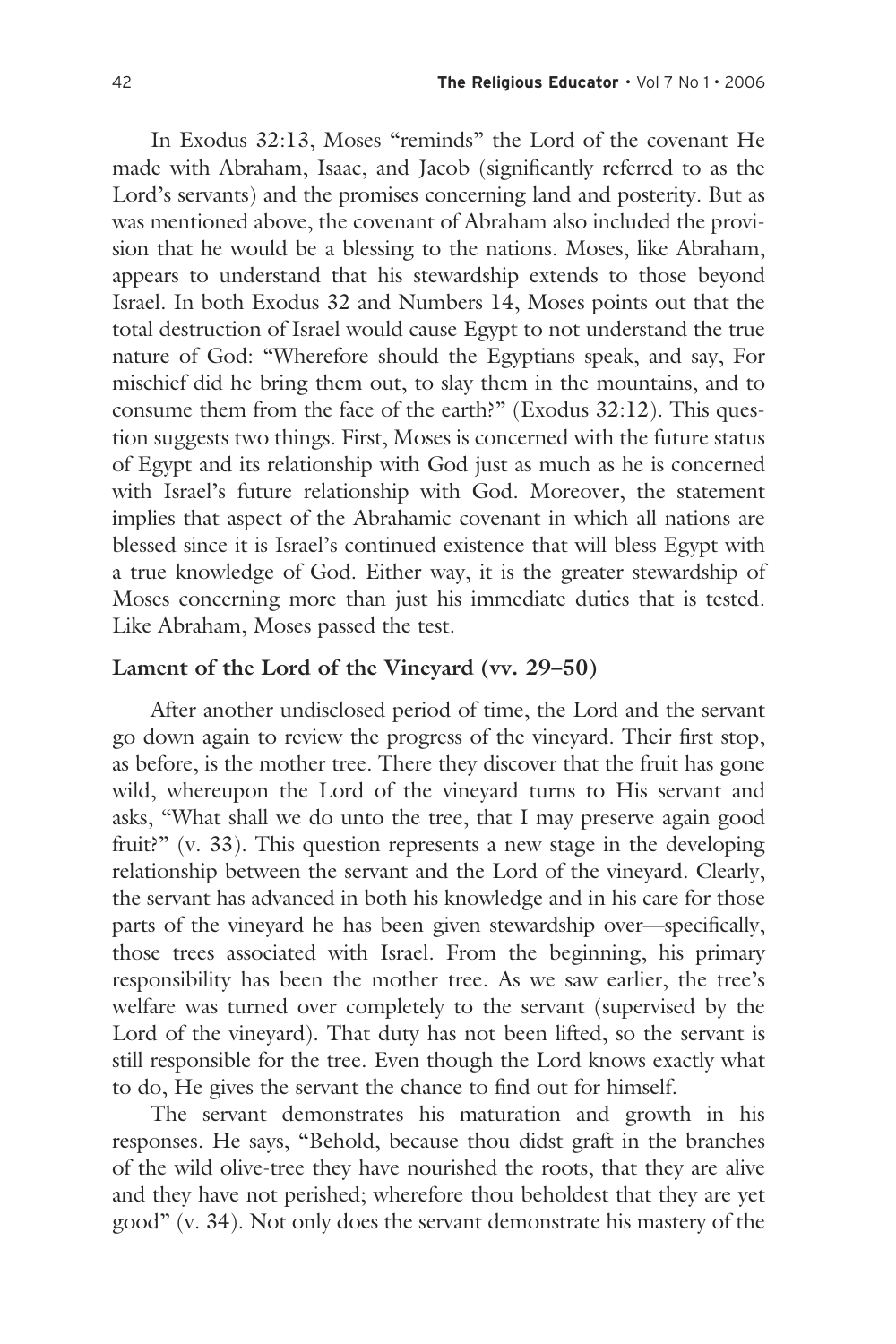In Exodus 32:13, Moses "reminds" the Lord of the covenant He made with Abraham, Isaac, and Jacob (significantly referred to as the Lord's servants) and the promises concerning land and posterity. But as was mentioned above, the covenant of Abraham also included the provision that he would be a blessing to the nations. Moses, like Abraham, appears to understand that his stewardship extends to those beyond Israel. In both Exodus 32 and Numbers 14, Moses points out that the total destruction of Israel would cause Egypt to not understand the true nature of God: "Wherefore should the Egyptians speak, and say, For mischief did he bring them out, to slay them in the mountains, and to consume them from the face of the earth?" (Exodus 32:12). This question suggests two things. First, Moses is concerned with the future status of Egypt and its relationship with God just as much as he is concerned with Israel's future relationship with God. Moreover, the statement implies that aspect of the Abrahamic covenant in which all nations are blessed since it is Israel's continued existence that will bless Egypt with a true knowledge of God. Either way, it is the greater stewardship of Moses concerning more than just his immediate duties that is tested. Like Abraham, Moses passed the test.

**Lament of the Lord of the Vineyard (vv. 29–50)**

After another undisclosed period of time, the Lord and the servant go down again to review the progress of the vineyard. Their first stop, as before, is the mother tree. There they discover that the fruit has gone wild, whereupon the Lord of the vineyard turns to His servant and asks, "What shall we do unto the tree, that I may preserve again good fruit?" (v. 33). This question represents a new stage in the developing relationship between the servant and the Lord of the vineyard. Clearly, the servant has advanced in both his knowledge and in his care for those parts of the vineyard he has been given stewardship over—specifically, those trees associated with Israel. From the beginning, his primary responsibility has been the mother tree. As we saw earlier, the tree's welfare was turned over completely to the servant (supervised by the Lord of the vineyard). That duty has not been lifted, so the servant is still responsible for the tree. Even though the Lord knows exactly what to do, He gives the servant the chance to find out for himself.

The servant demonstrates his maturation and growth in his responses. He says, "Behold, because thou didst graft in the branches of the wild olive-tree they have nourished the roots, that they are alive and they have not perished; wherefore thou beholdest that they are yet good" (v. 34). Not only does the servant demonstrate his mastery of the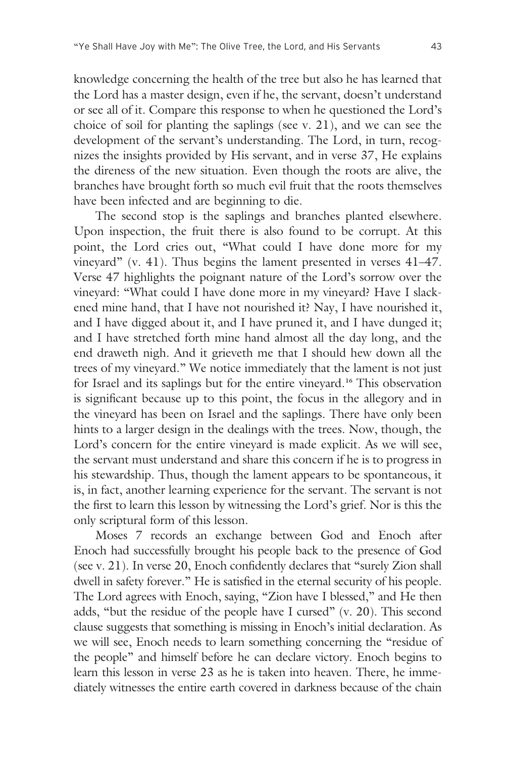knowledge concerning the health of the tree but also he has learned that the Lord has a master design, even if he, the servant, doesn't understand or see all of it. Compare this response to when he questioned the Lord's choice of soil for planting the saplings (see v. 21), and we can see the development of the servant's understanding. The Lord, in turn, recognizes the insights provided by His servant, and in verse 37, He explains the direness of the new situation. Even though the roots are alive, the branches have brought forth so much evil fruit that the roots themselves have been infected and are beginning to die.

The second stop is the saplings and branches planted elsewhere. Upon inspection, the fruit there is also found to be corrupt. At this point, the Lord cries out, "What could I have done more for my vineyard" (v. 41). Thus begins the lament presented in verses 41–47. Verse 47 highlights the poignant nature of the Lord's sorrow over the vineyard: "What could I have done more in my vineyard? Have I slackened mine hand, that I have not nourished it? Nay, I have nourished it, and I have digged about it, and I have pruned it, and I have dunged it; and I have stretched forth mine hand almost all the day long, and the end draweth nigh. And it grieveth me that I should hew down all the trees of my vineyard." We notice immediately that the lament is not just for Israel and its saplings but for the entire vineyard.[16] This observation is significant because up to this point, the focus in the allegory and in the vineyard has been on Israel and the saplings. There have only been hints to a larger design in the dealings with the trees. Now, though, the Lord's concern for the entire vineyard is made explicit. As we will see, the servant must understand and share this concern if he is to progress in his stewardship. Thus, though the lament appears to be spontaneous, it is, in fact, another learning experience for the servant. The servant is not the first to learn this lesson by witnessing the Lord's grief. Nor is this the only scriptural form of this lesson.

Moses 7 records an exchange between God and Enoch after Enoch had successfully brought his people back to the presence of God (see v. 21). In verse 20, Enoch confidently declares that "surely Zion shall dwell in safety forever." He is satisfied in the eternal security of his people. The Lord agrees with Enoch, saying, "Zion have I blessed," and He then adds, "but the residue of the people have I cursed" (v. 20). This second clause suggests that something is missing in Enoch's initial declaration. As we will see, Enoch needs to learn something concerning the "residue of the people" and himself before he can declare victory. Enoch begins to learn this lesson in verse 23 as he is taken into heaven. There, he immediately witnesses the entire earth covered in darkness because of the chain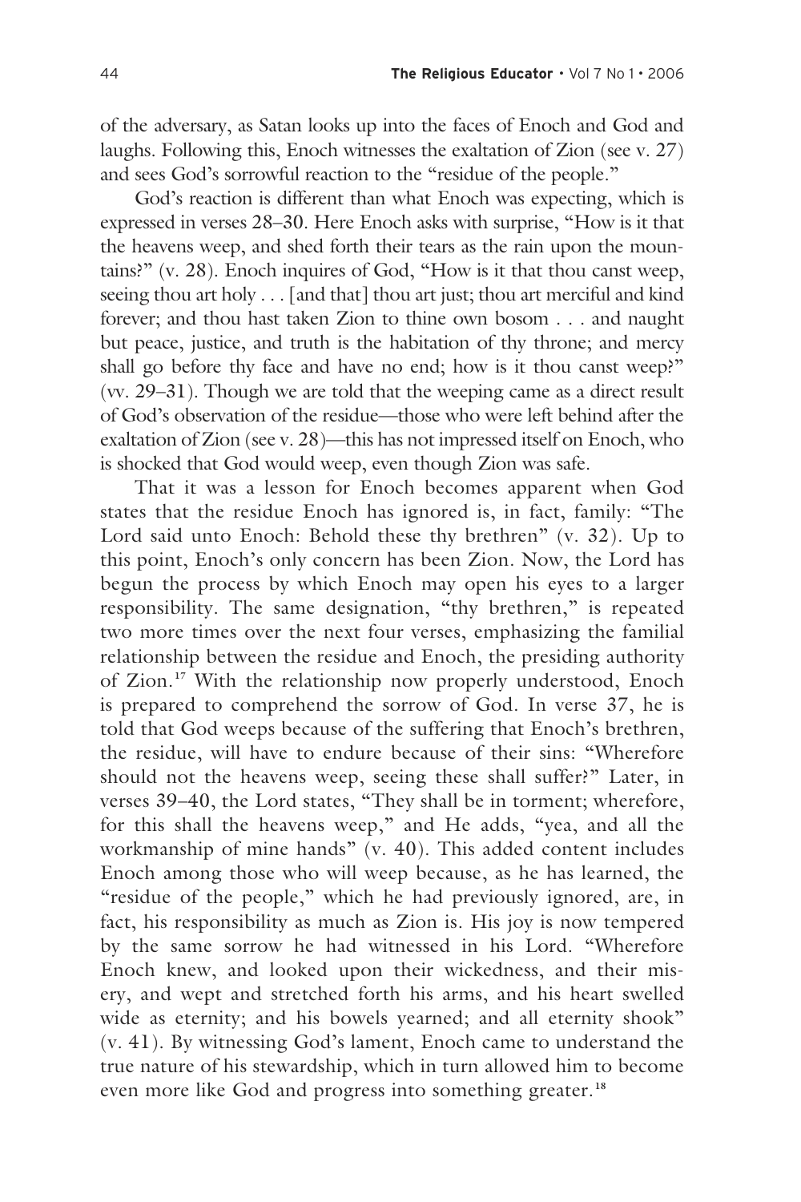of the adversary, as Satan looks up into the faces of Enoch and God and laughs. Following this, Enoch witnesses the exaltation of Zion (see v. 27) and sees God's sorrowful reaction to the "residue of the people."

God's reaction is different than what Enoch was expecting, which is expressed in verses 28–30. Here Enoch asks with surprise, "How is it that the heavens weep, and shed forth their tears as the rain upon the mountains?" (v. 28). Enoch inquires of God, "How is it that thou canst weep, seeing thou art holy . . . [and that] thou art just; thou art merciful and kind forever; and thou hast taken Zion to thine own bosom . . . and naught but peace, justice, and truth is the habitation of thy throne; and mercy shall go before thy face and have no end; how is it thou canst weep?" (vv. 29–31). Though we are told that the weeping came as a direct result of God's observation of the residue—those who were left behind after the exaltation of Zion (see v. 28)—this has not impressed itself on Enoch, who is shocked that God would weep, even though Zion was safe.

That it was a lesson for Enoch becomes apparent when God states that the residue Enoch has ignored is, in fact, family: "The Lord said unto Enoch: Behold these thy brethren" (v. 32). Up to this point, Enoch's only concern has been Zion. Now, the Lord has begun the process by which Enoch may open his eyes to a larger responsibility. The same designation, "thy brethren," is repeated two more times over the next four verses, emphasizing the familial relationship between the residue and Enoch, the presiding authority of Zion.[17] With the relationship now properly understood, Enoch is prepared to comprehend the sorrow of God. In verse 37, he is told that God weeps because of the suffering that Enoch's brethren, the residue, will have to endure because of their sins: "Wherefore should not the heavens weep, seeing these shall suffer?" Later, in verses 39–40, the Lord states, "They shall be in torment; wherefore, for this shall the heavens weep," and He adds, "yea, and all the workmanship of mine hands" (v. 40). This added content includes Enoch among those who will weep because, as he has learned, the "residue of the people," which he had previously ignored, are, in fact, his responsibility as much as Zion is. His joy is now tempered by the same sorrow he had witnessed in his Lord. "Wherefore Enoch knew, and looked upon their wickedness, and their misery, and wept and stretched forth his arms, and his heart swelled wide as eternity; and his bowels yearned; and all eternity shook" (v. 41). By witnessing God's lament, Enoch came to understand the true nature of his stewardship, which in turn allowed him to become even more like God and progress into something greater.[18]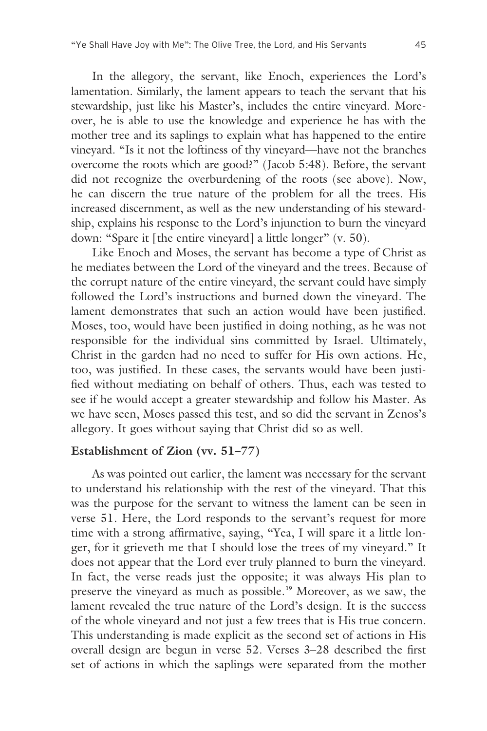In the allegory, the servant, like Enoch, experiences the Lord's lamentation. Similarly, the lament appears to teach the servant that his stewardship, just like his Master's, includes the entire vineyard. Moreover, he is able to use the knowledge and experience he has with the mother tree and its saplings to explain what has happened to the entire vineyard. "Is it not the loftiness of thy vineyard—have not the branches overcome the roots which are good?" (Jacob 5:48). Before, the servant did not recognize the overburdening of the roots (see above). Now, he can discern the true nature of the problem for all the trees. His increased discernment, as well as the new understanding of his stewardship, explains his response to the Lord's injunction to burn the vineyard down: "Spare it [the entire vineyard] a little longer" (v. 50).

Like Enoch and Moses, the servant has become a type of Christ as he mediates between the Lord of the vineyard and the trees. Because of the corrupt nature of the entire vineyard, the servant could have simply followed the Lord's instructions and burned down the vineyard. The lament demonstrates that such an action would have been justified. Moses, too, would have been justified in doing nothing, as he was not responsible for the individual sins committed by Israel. Ultimately, Christ in the garden had no need to suffer for His own actions. He, too, was justified. In these cases, the servants would have been justified without mediating on behalf of others. Thus, each was tested to see if he would accept a greater stewardship and follow his Master. As we have seen, Moses passed this test, and so did the servant in Zenos's allegory. It goes without saying that Christ did so as well.

**Establishment of Zion (vv. 51–77)**

As was pointed out earlier, the lament was necessary for the servant to understand his relationship with the rest of the vineyard. That this was the purpose for the servant to witness the lament can be seen in verse 51. Here, the Lord responds to the servant's request for more time with a strong affirmative, saying, "Yea, I will spare it a little longer, for it grieveth me that I should lose the trees of my vineyard." It does not appear that the Lord ever truly planned to burn the vineyard. In fact, the verse reads just the opposite; it was always His plan to preserve the vineyard as much as possible.[19] Moreover, as we saw, the lament revealed the true nature of the Lord's design. It is the success of the whole vineyard and not just a few trees that is His true concern. This understanding is made explicit as the second set of actions in His overall design are begun in verse 52. Verses 3–28 described the first set of actions in which the saplings were separated from the mother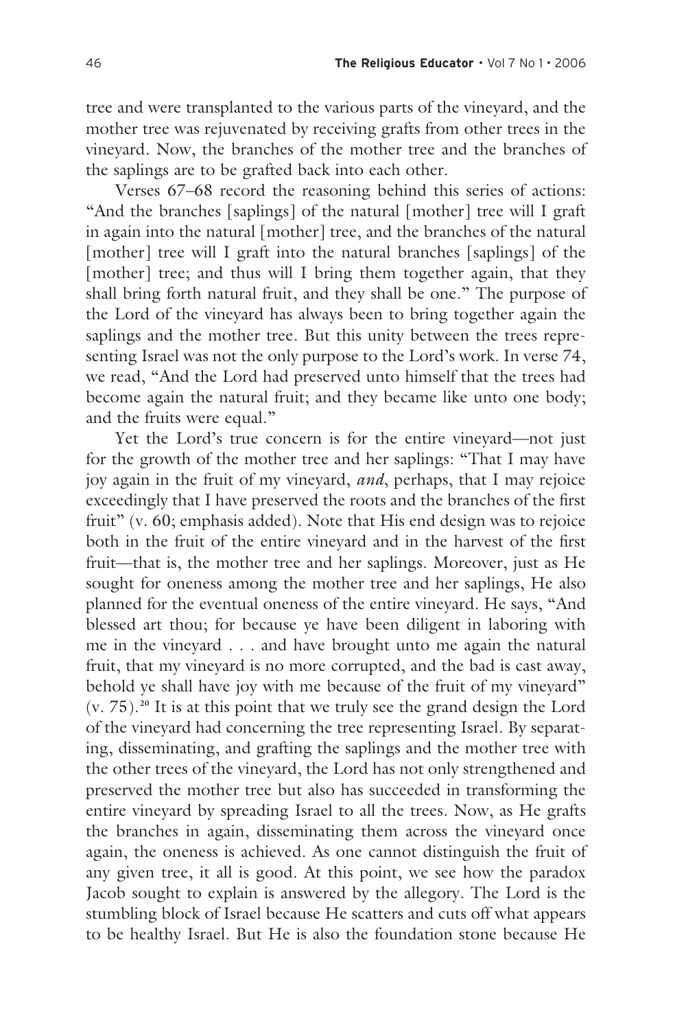tree and were transplanted to the various parts of the vineyard, and the mother tree was rejuvenated by receiving grafts from other trees in the vineyard. Now, the branches of the mother tree and the branches of the saplings are to be grafted back into each other.

Verses 67–68 record the reasoning behind this series of actions: "And the branches [saplings] of the natural [mother] tree will I graft in again into the natural [mother] tree, and the branches of the natural [mother] tree will I graft into the natural branches [saplings] of the [mother] tree; and thus will I bring them together again, that they shall bring forth natural fruit, and they shall be one." The purpose of the Lord of the vineyard has always been to bring together again the saplings and the mother tree. But this unity between the trees representing Israel was not the only purpose to the Lord's work. In verse 74, we read, "And the Lord had preserved unto himself that the trees had become again the natural fruit; and they became like unto one body; and the fruits were equal."

Yet the Lord's true concern is for the entire vineyard—not just for the growth of the mother tree and her saplings: "That I may have joy again in the fruit of my vineyard, *and*, perhaps, that I may rejoice exceedingly that I have preserved the roots and the branches of the first fruit" (v. 60; emphasis added). Note that His end design was to rejoice both in the fruit of the entire vineyard and in the harvest of the first fruit—that is, the mother tree and her saplings. Moreover, just as He sought for oneness among the mother tree and her saplings, He also planned for the eventual oneness of the entire vineyard. He says, "And blessed art thou; for because ye have been diligent in laboring with me in the vineyard . . . and have brought unto me again the natural fruit, that my vineyard is no more corrupted, and the bad is cast away, behold ye shall have joy with me because of the fruit of my vineyard" (v. 75).[20] It is at this point that we truly see the grand design the Lord of the vineyard had concerning the tree representing Israel. By separating, disseminating, and grafting the saplings and the mother tree with the other trees of the vineyard, the Lord has not only strengthened and preserved the mother tree but also has succeeded in transforming the entire vineyard by spreading Israel to all the trees. Now, as He grafts the branches in again, disseminating them across the vineyard once again, the oneness is achieved. As one cannot distinguish the fruit of any given tree, it all is good. At this point, we see how the paradox Jacob sought to explain is answered by the allegory. The Lord is the stumbling block of Israel because He scatters and cuts off what appears to be healthy Israel. But He is also the foundation stone because He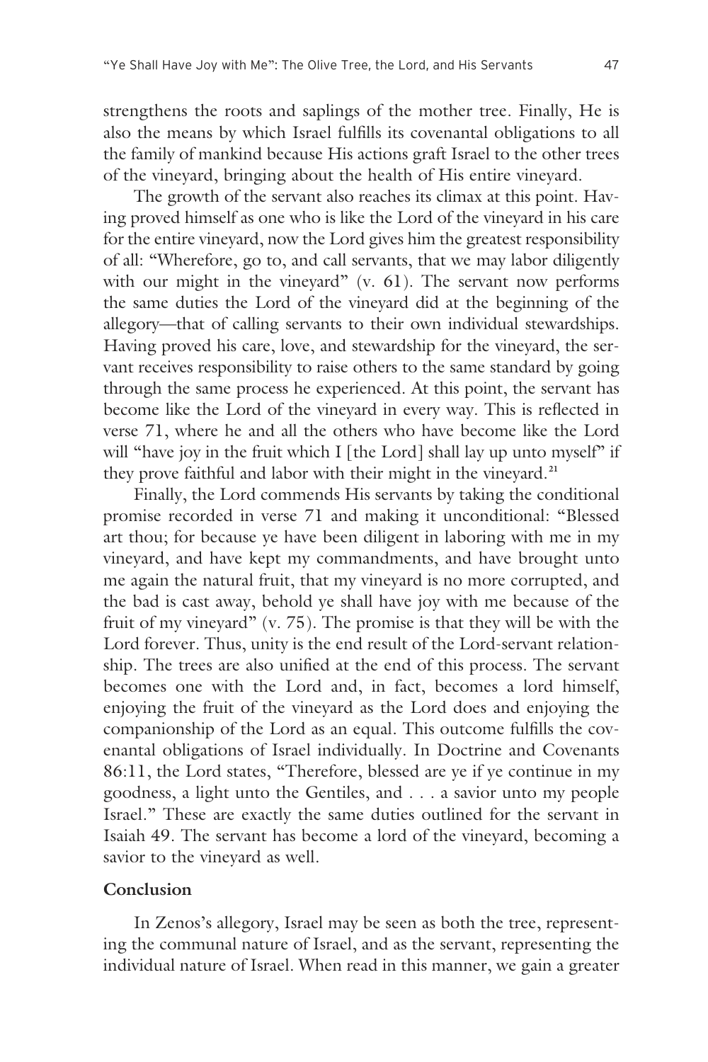strengthens the roots and saplings of the mother tree. Finally, He is also the means by which Israel fulfills its covenantal obligations to all the family of mankind because His actions graft Israel to the other trees of the vineyard, bringing about the health of His entire vineyard.

The growth of the servant also reaches its climax at this point. Having proved himself as one who is like the Lord of the vineyard in his care for the entire vineyard, now the Lord gives him the greatest responsibility of all: "Wherefore, go to, and call servants, that we may labor diligently with our might in the vineyard" (v. 61). The servant now performs the same duties the Lord of the vineyard did at the beginning of the allegory—that of calling servants to their own individual stewardships. Having proved his care, love, and stewardship for the vineyard, the servant receives responsibility to raise others to the same standard by going through the same process he experienced. At this point, the servant has become like the Lord of the vineyard in every way. This is reflected in verse 71, where he and all the others who have become like the Lord will "have joy in the fruit which I [the Lord] shall lay up unto myself" if they prove faithful and labor with their might in the vineyard.[21]

Finally, the Lord commends His servants by taking the conditional promise recorded in verse 71 and making it unconditional: "Blessed art thou; for because ye have been diligent in laboring with me in my vineyard, and have kept my commandments, and have brought unto me again the natural fruit, that my vineyard is no more corrupted, and the bad is cast away, behold ye shall have joy with me because of the fruit of my vineyard" (v. 75). The promise is that they will be with the Lord forever. Thus, unity is the end result of the Lord-servant relationship. The trees are also unified at the end of this process. The servant becomes one with the Lord and, in fact, becomes a lord himself, enjoying the fruit of the vineyard as the Lord does and enjoying the companionship of the Lord as an equal. This outcome fulfills the covenantal obligations of Israel individually. In Doctrine and Covenants 86:11, the Lord states, "Therefore, blessed are ye if ye continue in my goodness, a light unto the Gentiles, and . . . a savior unto my people Israel." These are exactly the same duties outlined for the servant in Isaiah 49. The servant has become a lord of the vineyard, becoming a savior to the vineyard as well.

## Conclusion

In Zenos's allegory, Israel may be seen as both the tree, representing the communal nature of Israel, and as the servant, representing the individual nature of Israel. When read in this manner, we gain a greater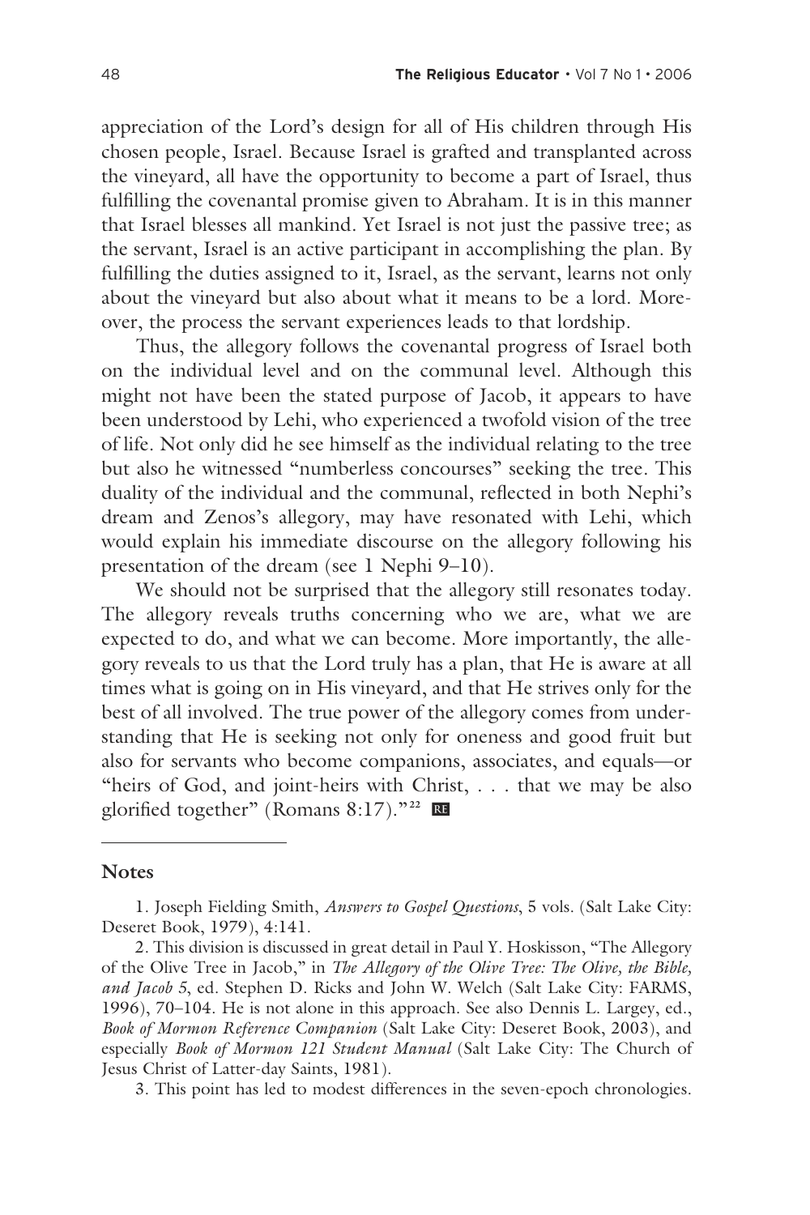appreciation of the Lord's design for all of His children through His chosen people, Israel. Because Israel is grafted and transplanted across the vineyard, all have the opportunity to become a part of Israel, thus fulfilling the covenantal promise given to Abraham. It is in this manner that Israel blesses all mankind. Yet Israel is not just the passive tree; as the servant, Israel is an active participant in accomplishing the plan. By fulfilling the duties assigned to it, Israel, as the servant, learns not only about the vineyard but also about what it means to be a lord. Moreover, the process the servant experiences leads to that lordship.

Thus, the allegory follows the covenantal progress of Israel both on the individual level and on the communal level. Although this might not have been the stated purpose of Jacob, it appears to have been understood by Lehi, who experienced a twofold vision of the tree of life. Not only did he see himself as the individual relating to the tree but also he witnessed "numberless concourses" seeking the tree. This duality of the individual and the communal, reflected in both Nephi's dream and Zenos's allegory, may have resonated with Lehi, which would explain his immediate discourse on the allegory following his presentation of the dream (see 1 Nephi 9–10).

We should not be surprised that the allegory still resonates today. The allegory reveals truths concerning who we are, what we are expected to do, and what we can become. More importantly, the allegory reveals to us that the Lord truly has a plan, that He is aware at all times what is going on in His vineyard, and that He strives only for the best of all involved. The true power of the allegory comes from understanding that He is seeking not only for oneness and good fruit but also for servants who become companions, associates, and equals—or "heirs of God, and joint-heirs with Christ, . . . that we may be also glorified together" (Romans 8:17)."[22]

## Notes

1. Joseph Fielding Smith, *Answers to Gospel Questions*, 5 vols. (Salt Lake City: Deseret Book, 1979), 4:141.

2. This division is discussed in great detail in Paul Y. Hoskisson, "The Allegory of the Olive Tree in Jacob," in *The Allegory of the Olive Tree: The Olive, the Bible, and Jacob 5*, ed. Stephen D. Ricks and John W. Welch (Salt Lake City: FARMS, 1996), 70–104. He is not alone in this approach. See also Dennis L. Largey, ed., *Book of Mormon Reference Companion* (Salt Lake City: Deseret Book, 2003), and especially *Book of Mormon 121 Student Manual* (Salt Lake City: The Church of Jesus Christ of Latter-day Saints, 1981).

3. This point has led to modest differences in the seven-epoch chronologies.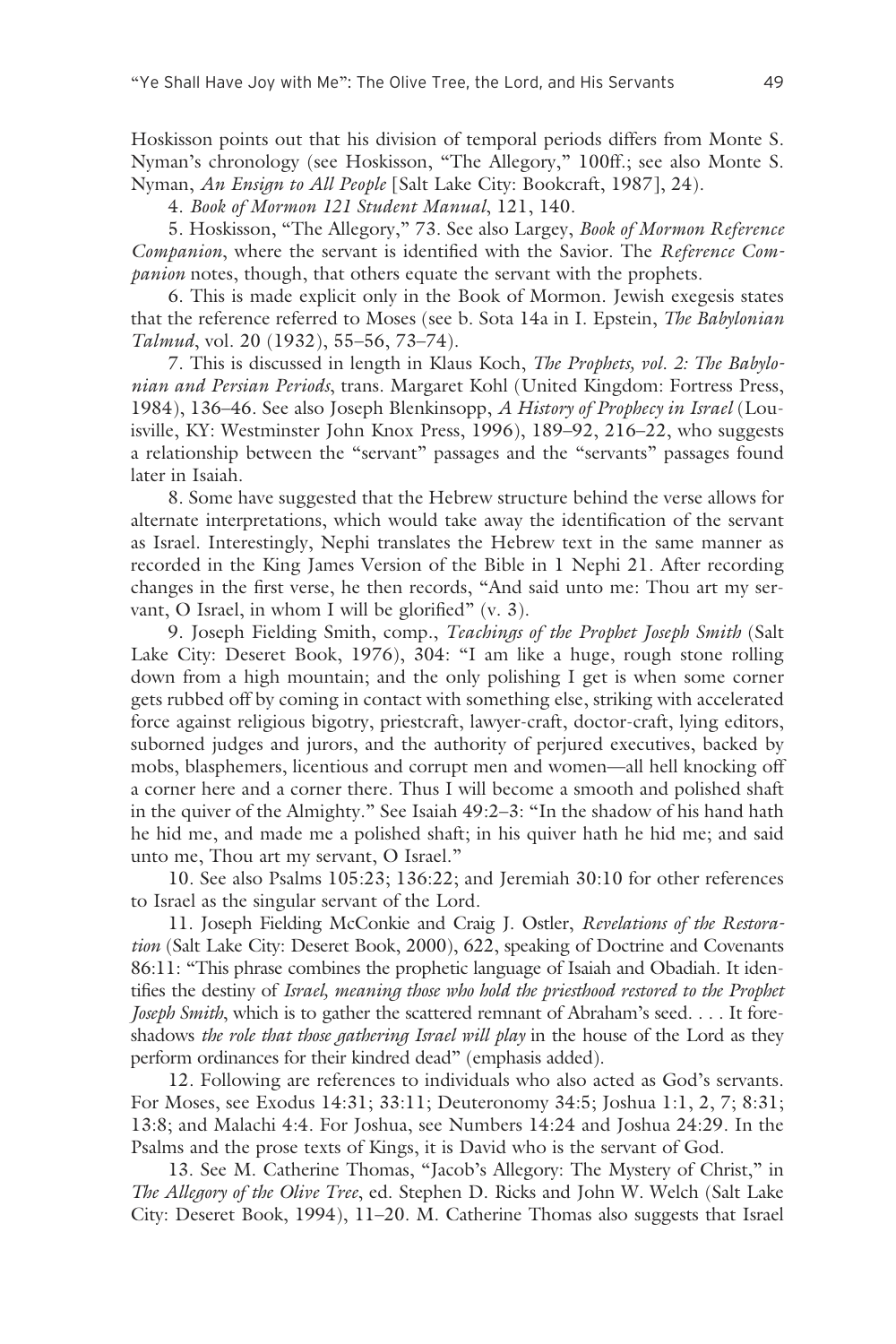Hoskisson points out that his division of temporal periods differs from Monte S. Nyman's chronology (see Hoskisson, "The Allegory," 100ff.; see also Monte S. Nyman, *An Ensign to All People* [Salt Lake City: Bookcraft, 1987], 24).

4. *Book of Mormon 121 Student Manual*, 121, 140.

5. Hoskisson, "The Allegory," 73. See also Largey, *Book of Mormon Reference Companion*, where the servant is identified with the Savior. The *Reference Companion* notes, though, that others equate the servant with the prophets.

6. This is made explicit only in the Book of Mormon. Jewish exegesis states that the reference referred to Moses (see b. Sota 14a in I. Epstein, *The Babylonian Talmud*, vol. 20 (1932), 55–56, 73–74).

7. This is discussed in length in Klaus Koch, *The Prophets, vol. 2: The Babylonian and Persian Periods*, trans. Margaret Kohl (United Kingdom: Fortress Press, 1984), 136–46. See also Joseph Blenkinsopp, *A History of Prophecy in Israel* (Louisville, KY: Westminster John Knox Press, 1996), 189–92, 216–22, who suggests a relationship between the "servant" passages and the "servants" passages found later in Isaiah.

8. Some have suggested that the Hebrew structure behind the verse allows for alternate interpretations, which would take away the identification of the servant as Israel. Interestingly, Nephi translates the Hebrew text in the same manner as recorded in the King James Version of the Bible in 1 Nephi 21. After recording changes in the first verse, he then records, "And said unto me: Thou art my servant, O Israel, in whom I will be glorified" (v. 3).

9. Joseph Fielding Smith, comp., *Teachings of the Prophet Joseph Smith* (Salt Lake City: Deseret Book, 1976), 304: "I am like a huge, rough stone rolling down from a high mountain; and the only polishing I get is when some corner gets rubbed off by coming in contact with something else, striking with accelerated force against religious bigotry, priestcraft, lawyer-craft, doctor-craft, lying editors, suborned judges and jurors, and the authority of perjured executives, backed by mobs, blasphemers, licentious and corrupt men and women—all hell knocking off a corner here and a corner there. Thus I will become a smooth and polished shaft in the quiver of the Almighty." See Isaiah 49:2–3: "In the shadow of his hand hath he hid me, and made me a polished shaft; in his quiver hath he hid me; and said unto me, Thou art my servant, O Israel."

10. See also Psalms 105:23; 136:22; and Jeremiah 30:10 for other references to Israel as the singular servant of the Lord.

11. Joseph Fielding McConkie and Craig J. Ostler, *Revelations of the Restoration* (Salt Lake City: Deseret Book, 2000), 622, speaking of Doctrine and Covenants 86:11: "This phrase combines the prophetic language of Isaiah and Obadiah. It identifies the destiny of *Israel, meaning those who hold the priesthood restored to the Prophet Joseph Smith*, which is to gather the scattered remnant of Abraham's seed. . . . It foreshadows *the role that those gathering Israel will play* in the house of the Lord as they perform ordinances for their kindred dead" (emphasis added).

12. Following are references to individuals who also acted as God's servants. For Moses, see Exodus 14:31; 33:11; Deuteronomy 34:5; Joshua 1:1, 2, 7; 8:31; 13:8; and Malachi 4:4. For Joshua, see Numbers 14:24 and Joshua 24:29. In the Psalms and the prose texts of Kings, it is David who is the servant of God.

13. See M. Catherine Thomas, "Jacob's Allegory: The Mystery of Christ," in *The Allegory of the Olive Tree*, ed. Stephen D. Ricks and John W. Welch (Salt Lake City: Deseret Book, 1994), 11–20. M. Catherine Thomas also suggests that Israel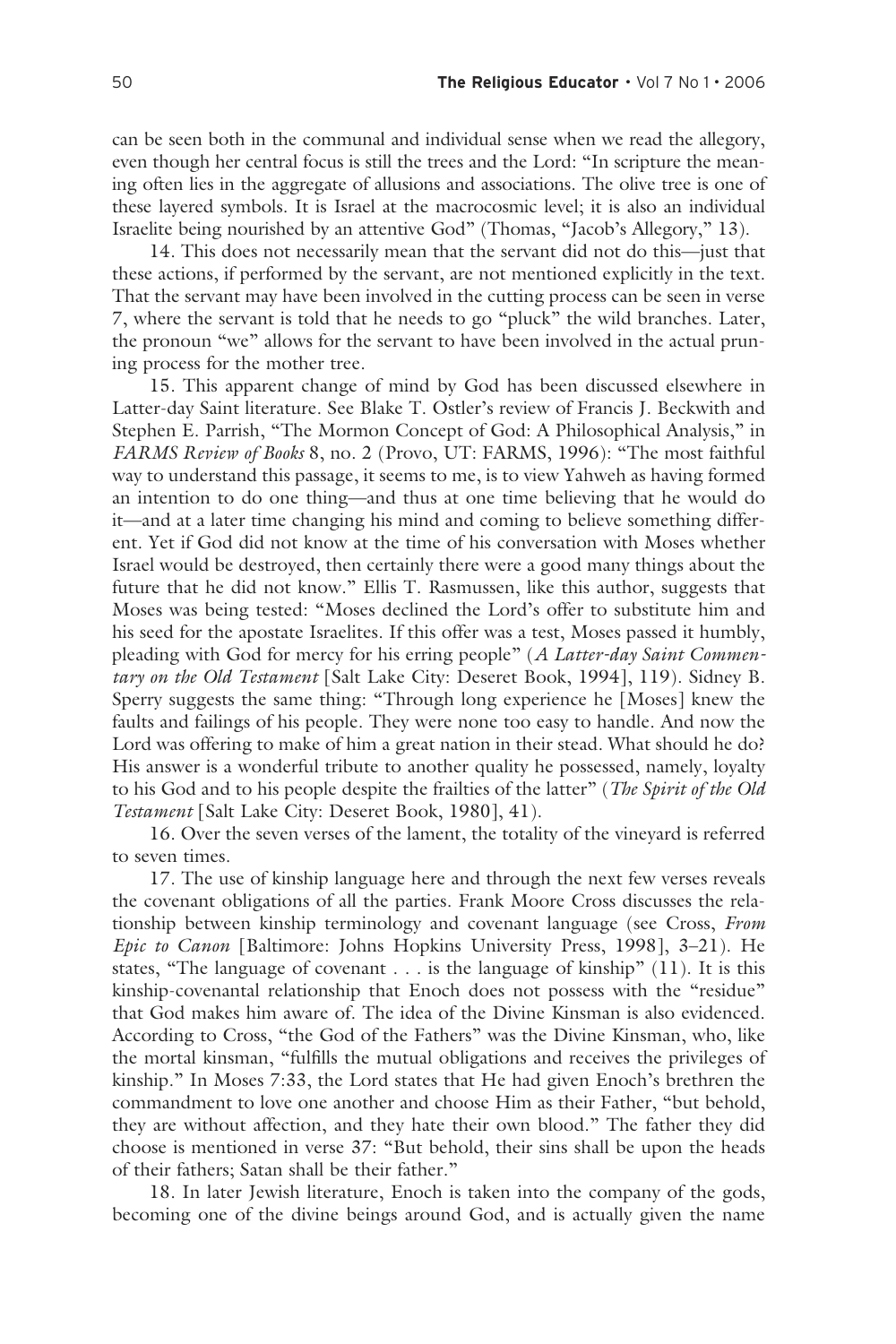can be seen both in the communal and individual sense when we read the allegory, even though her central focus is still the trees and the Lord: "In scripture the meaning often lies in the aggregate of allusions and associations. The olive tree is one of these layered symbols. It is Israel at the macrocosmic level; it is also an individual Israelite being nourished by an attentive God" (Thomas, "Jacob's Allegory," 13).

14. This does not necessarily mean that the servant did not do this—just that these actions, if performed by the servant, are not mentioned explicitly in the text. That the servant may have been involved in the cutting process can be seen in verse 7, where the servant is told that he needs to go "pluck" the wild branches. Later, the pronoun "we" allows for the servant to have been involved in the actual pruning process for the mother tree.

15. This apparent change of mind by God has been discussed elsewhere in Latter-day Saint literature. See Blake T. Ostler's review of Francis J. Beckwith and Stephen E. Parrish, "The Mormon Concept of God: A Philosophical Analysis," in *FARMS Review of Books* 8, no. 2 (Provo, UT: FARMS, 1996): "The most faithful way to understand this passage, it seems to me, is to view Yahweh as having formed an intention to do one thing—and thus at one time believing that he would do it—and at a later time changing his mind and coming to believe something different. Yet if God did not know at the time of his conversation with Moses whether Israel would be destroyed, then certainly there were a good many things about the future that he did not know." Ellis T. Rasmussen, like this author, suggests that Moses was being tested: "Moses declined the Lord's offer to substitute him and his seed for the apostate Israelites. If this offer was a test, Moses passed it humbly, pleading with God for mercy for his erring people" (*A Latter-day Saint Commentary on the Old Testament* [Salt Lake City: Deseret Book, 1994], 119). Sidney B. Sperry suggests the same thing: "Through long experience he [Moses] knew the faults and failings of his people. They were none too easy to handle. And now the Lord was offering to make of him a great nation in their stead. What should he do? His answer is a wonderful tribute to another quality he possessed, namely, loyalty to his God and to his people despite the frailties of the latter" (*The Spirit of the Old Testament* [Salt Lake City: Deseret Book, 1980], 41).

16. Over the seven verses of the lament, the totality of the vineyard is referred to seven times.

17. The use of kinship language here and through the next few verses reveals the covenant obligations of all the parties. Frank Moore Cross discusses the relationship between kinship terminology and covenant language (see Cross, *From Epic to Canon* [Baltimore: Johns Hopkins University Press, 1998], 3–21). He states, "The language of covenant . . . is the language of kinship" (11). It is this kinship-covenantal relationship that Enoch does not possess with the "residue" that God makes him aware of. The idea of the Divine Kinsman is also evidenced. According to Cross, "the God of the Fathers" was the Divine Kinsman, who, like the mortal kinsman, "fulfills the mutual obligations and receives the privileges of kinship." In Moses 7:33, the Lord states that He had given Enoch's brethren the commandment to love one another and choose Him as their Father, "but behold, they are without affection, and they hate their own blood." The father they did choose is mentioned in verse 37: "But behold, their sins shall be upon the heads of their fathers; Satan shall be their father."

18. In later Jewish literature, Enoch is taken into the company of the gods, becoming one of the divine beings around God, and is actually given the name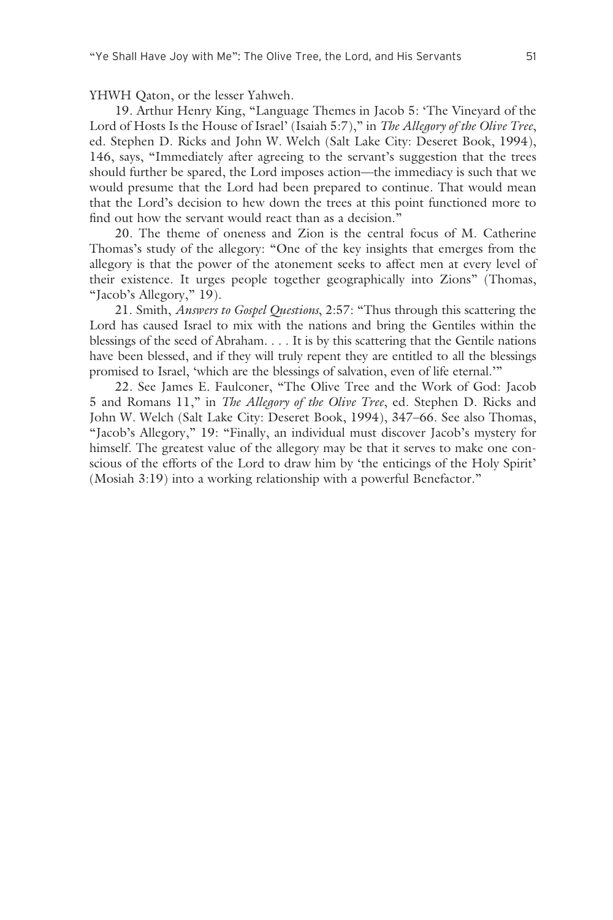YHWH Qaton, or the lesser Yahweh.

19. Arthur Henry King, "Language Themes in Jacob 5: 'The Vineyard of the Lord of Hosts Is the House of Israel' (Isaiah 5:7)," in *The Allegory of the Olive Tree*, ed. Stephen D. Ricks and John W. Welch (Salt Lake City: Deseret Book, 1994), 146, says, "Immediately after agreeing to the servant's suggestion that the trees should further be spared, the Lord imposes action—the immediacy is such that we would presume that the Lord had been prepared to continue. That would mean that the Lord's decision to hew down the trees at this point functioned more to find out how the servant would react than as a decision."

20. The theme of oneness and Zion is the central focus of M. Catherine Thomas's study of the allegory: "One of the key insights that emerges from the allegory is that the power of the atonement seeks to affect men at every level of their existence. It urges people together geographically into Zions" (Thomas, "Jacob's Allegory," 19).

21. Smith, *Answers to Gospel Questions*, 2:57: "Thus through this scattering the Lord has caused Israel to mix with the nations and bring the Gentiles within the blessings of the seed of Abraham. . . . It is by this scattering that the Gentile nations have been blessed, and if they will truly repent they are entitled to all the blessings promised to Israel, 'which are the blessings of salvation, even of life eternal.'"

22. See James E. Faulconer, "The Olive Tree and the Work of God: Jacob 5 and Romans 11," in *The Allegory of the Olive Tree*, ed. Stephen D. Ricks and John W. Welch (Salt Lake City: Deseret Book, 1994), 347–66. See also Thomas, "Jacob's Allegory," 19: "Finally, an individual must discover Jacob's mystery for himself. The greatest value of the allegory may be that it serves to make one conscious of the efforts of the Lord to draw him by 'the enticings of the Holy Spirit' (Mosiah 3:19) into a working relationship with a powerful Benefactor."